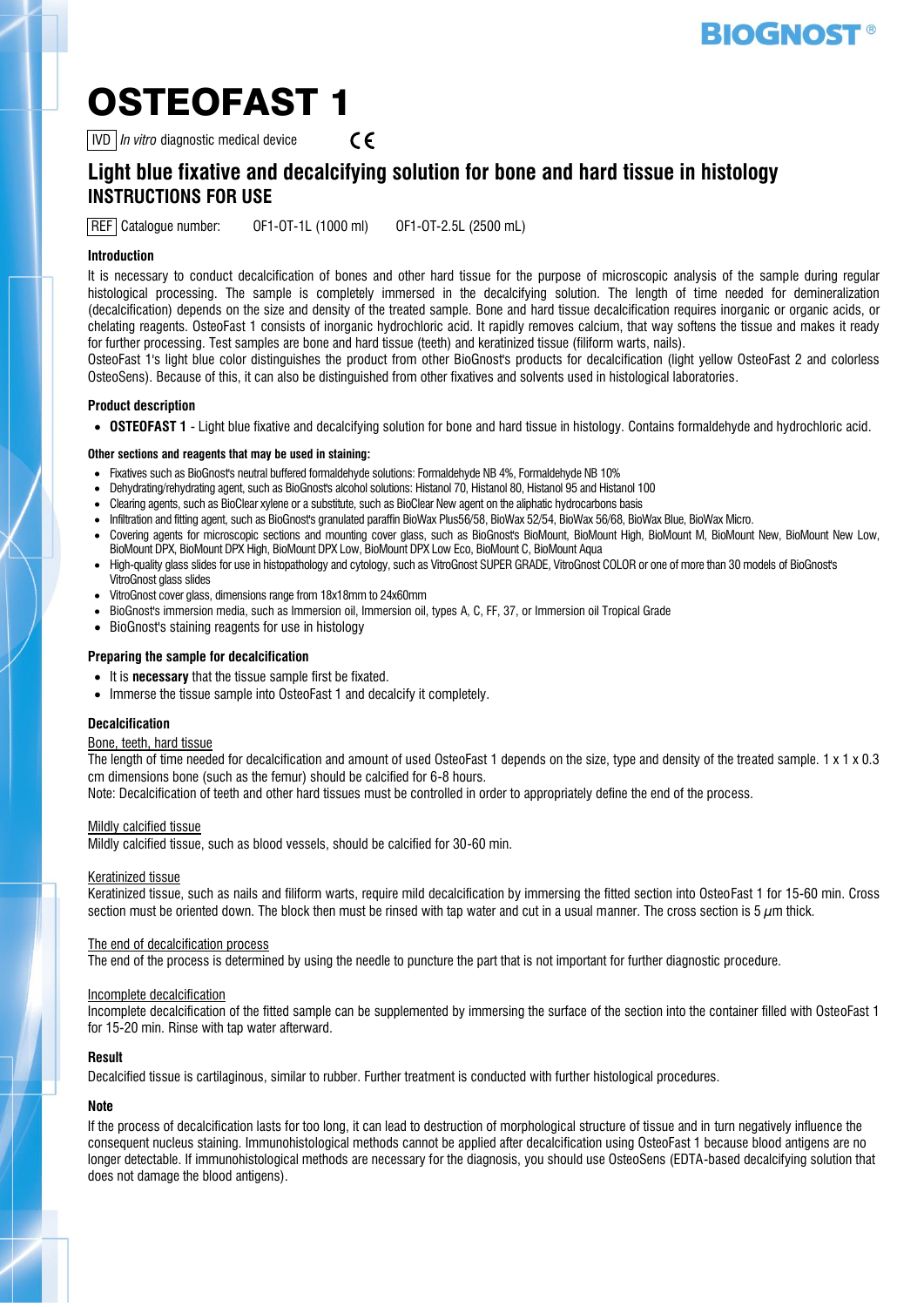# OSTEOFAST 1

IVD *In vitro* diagnostic medical device CE

## Light blue fixative and decalcifying solution for bone and hard tissue in histology

## INSTRUCTIONS FOR USE

REF Catalogue number: OF1-OT-1L (1000 ml) OF1-OT-2.5L (2500 mL)

### Introduction

It is necessary to conduct decalcification of bones and other hard tissue for the purpose of microscopic analysis of the sample during regular histological processing. The sample is completely immersed in the decalcifying solution. The length of time needed for demineralization (decalcification) depends on the size and density of the treated sample. Bone and hard tissue decalcification requires inorganic or organic acids, or chelating reagents. OsteoFast 1 consists of inorganic hydrochloric acid. It rapidly removes calcium, that way softens the tissue and makes it ready for further processing. Test samples are bone and hard tissue (teeth) and keratinized tissue (filiform warts, nails).

OsteoFast 1's light blue color distinguishes the product from other BioGnost's products for decalcification (light yellow OsteoFast 2 and colorless OsteoSens). Because of this, it can also be distinguished from other fixatives and solvents used in histological laboratories.

### Product description

- **OSTEOFAST 1** - Light blue fixative and decalcifying solution for bone and hard tissue in histology. Contains formaldehyde and hydrochloric acid.

#### Other sections and reagents that may be used in staining:

- Fixatives such as BioGnost's neutral buffered formaldehyde solutions: Formaldehyde NB 4%, Formaldehyde NB 10%
- Dehydrating/rehydrating agent, such as BioGnost's alcohol solutions: Histanol 70, Histanol 80, Histanol 95 and Histanol 100
- Clearing agents, such as BioClear xylene or a substitute, such as BioClear New agent on the aliphatic hydrocarbons basis
- Infiltration and fitting agent, such as BioGnost's granulated paraffin BioWax Plus56/58, BioWax 52/54, BioWax 56/68, BioWax Blue, BioWax Micro.
- Covering agents for microscopic sections and mounting cover glass, such as BioGnost's BioMount, BioMount High, BioMount M, BioMount New, BioMount New Low, BioMount DPX, BioMount DPX High, BioMount DPX Low, BioMount DPX Low Eco, BioMount C, BioMount Aqua
- High-quality glass slides for use in histopathology and cytology, such as VitroGnost SUPER GRADE, VitroGnost COLOR or one of more than 30 models of BioGnost's VitroGnost glass slides
- VitroGnost cover glass, dimensions range from 18x18mm to 24x60mm
- BioGnost's immersion media, such as Immersion oil, Immersion oil, types A, C, FF, 37, or Immersion oil Tropical Grade
- BioGnost's staining reagents for use in histology

### Preparing the sample for decalcification

- It is **necessary** that the tissue sample first be fixated.
- Immerse the tissue sample into OsteoFast 1 and decalcify it completely.

### Decalcification

Bone, teeth, hard tissue

The length of time needed for decalcification and amount of used OsteoFast 1 depends on the size, type and density of the treated sample. 1 x 1 x 0.3 cm dimensions bone (such as the femur) should be calcified for 6-8 hours.

Note: Decalcification of teeth and other hard tissues must be controlled in order to appropriately define the end of the process.

Mildly calcified tissue

Mildly calcified tissue, such as blood vessels, should be calcified for 30-60 min.

Keratinized tissue

Keratinized tissue, such as nails and filiform warts, require mild decalcification by immersing the fitted section into OsteoFast 1 for 15-60 min. Cross section must be oriented down. The block then must be rinsed with tap water and cut in a usual manner. The cross section is 5 $\mu$m thick.

The end of decalcification process

The end of the process is determined by using the needle to puncture the part that is not important for further diagnostic procedure.

Incomplete decalcification

Incomplete decalcification of the fitted sample can be supplemented by immersing the surface of the section into the container filled with OsteoFast 1 for 15-20 min. Rinse with tap water afterward.

### Result

Decalcified tissue is cartilaginous, similar to rubber. Further treatment is conducted with further histological procedures.

### Note

If the process of decalcification lasts for too long, it can lead to destruction of morphological structure of tissue and in turn negatively influence the consequent nucleus staining. Immunohistological methods cannot be applied after decalcification using OsteoFast 1 because blood antigens are no longer detectable. If immunohistological methods are necessary for the diagnosis, you should use OsteoSens (EDTA-based decalcifying solution that does not damage the blood antigens).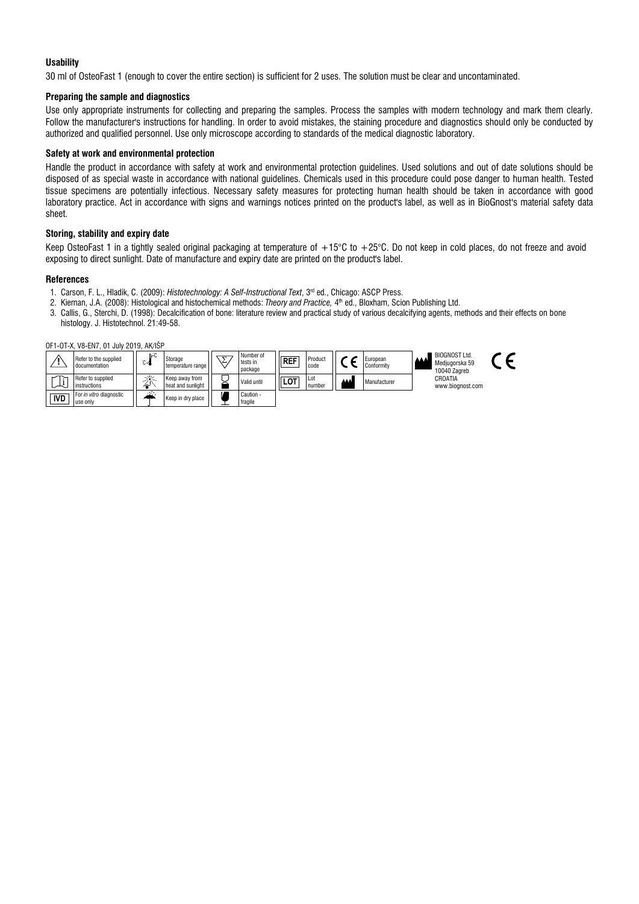**Usability**

30 ml of OsteoFast 1 (enough to cover the entire section) is sufficient for 2 uses. The solution must be clear and uncontaminated.

**Preparing the sample and diagnostics**

Use only appropriate instruments for collecting and preparing the samples. Process the samples with modern technology and mark them clearly. Follow the manufacturer's instructions for handling. In order to avoid mistakes, the staining procedure and diagnostics should only be conducted by authorized and qualified personnel. Use only microscope according to standards of the medical diagnostic laboratory.

**Safety at work and environmental protection**

Handle the product in accordance with safety at work and environmental protection guidelines. Used solutions and out of date solutions should be disposed of as special waste in accordance with national guidelines. Chemicals used in this procedure could pose danger to human health. Tested tissue specimens are potentially infectious. Necessary safety measures for protecting human health should be taken in accordance with good laboratory practice. Act in accordance with signs and warnings notices printed on the product's label, as well as in BioGnost's material safety data sheet.

**Storing, stability and expiry date**

Keep OsteoFast 1 in a tightly sealed original packaging at temperature of +15°C to +25°C. Do not keep in cold places, do not freeze and avoid exposing to direct sunlight. Date of manufacture and expiry date are printed on the product's label.

**References**

1. Carson, F. L., Hladik, C. (2009): *Histotechnology: A Self-Instructional Text*, 3rd ed., Chicago: ASCP Press.
2. Kiernan, J.A. (2008): Histological and histochemical methods: *Theory and Practice,* 4th ed., Bloxham, Scion Publishing Ltd.
3. Callis, G., Sterchi, D. (1998): Decalcification of bone: literature review and practical study of various decalcifying agents, methods and their effects on bone histology. J. Histotechnol. 21:49-58.

OF1-OT-X, V8-EN7, 01 July 2019, AK/IŠP

| | | | | | | | | | | | |
|---|---|---|---|---|---|---|---|---|---|---|---|
| ⚠ | Refer to the supplied documentation | | Storage temperature range | Σ | Number of tests in package | REF | Product code | CE | European Conformity | | BIOGNOST Ltd. Medjugorska 59 10040 Zagreb CROATIA www.biognost.com |
| | Refer to supplied instructions | | Keep away from heat and sunlight | | Valid until | LOT | Lot number | | Manufacturer | | |
| IVD | For *in vitro* diagnostic use only | | Keep in dry place | | Caution - fragile | | | | | | |